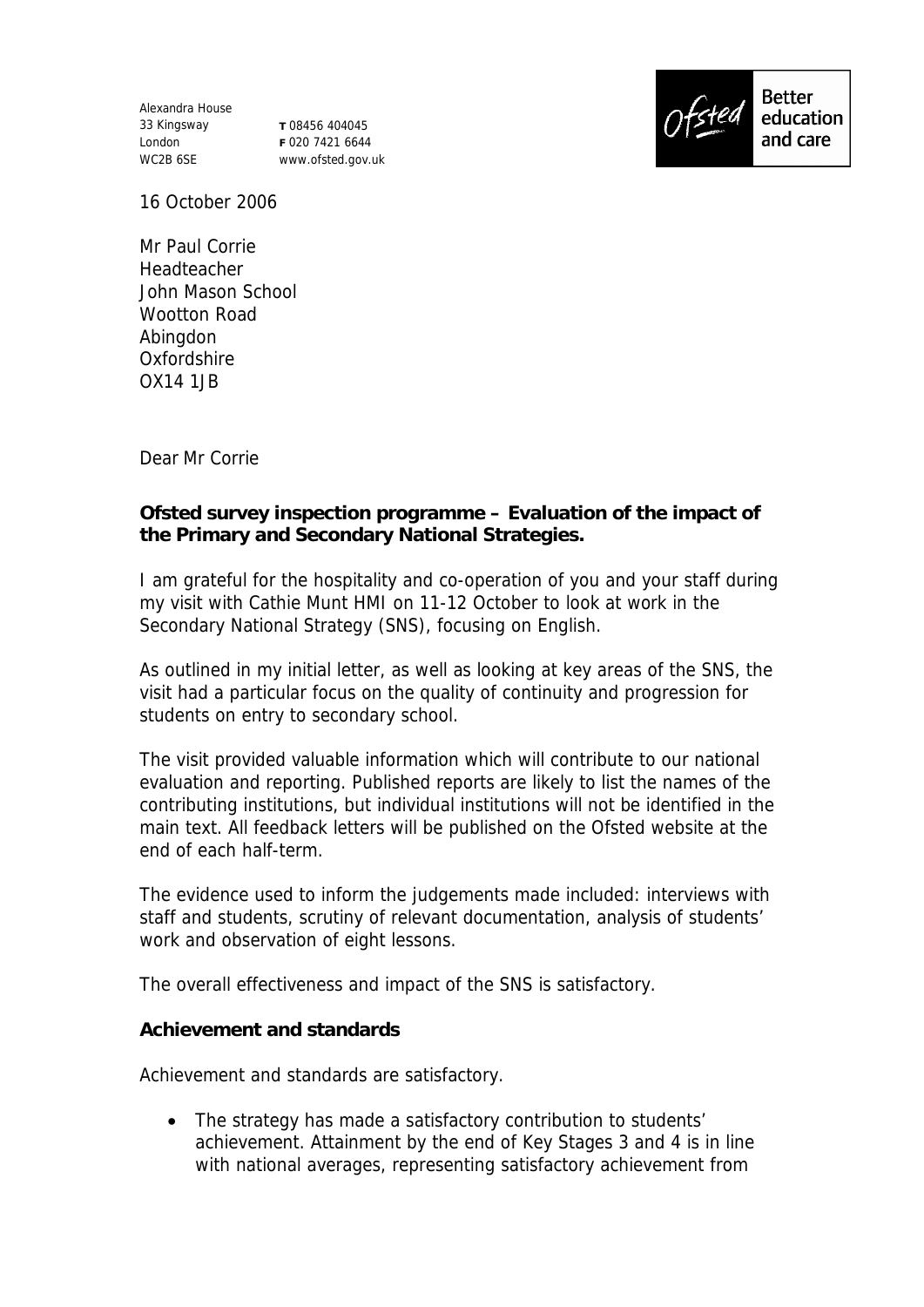Alexandra House
33 Kingsway
London
WC2B 6SE

**T** 08456 404045
**F** 020 7421 6644
www.ofsted.gov.uk

Ofsted — Better education and care

16 October 2006

Mr Paul Corrie
Headteacher
John Mason School
Wootton Road
Abingdon
Oxfordshire
OX14 1JB

Dear Mr Corrie

**Ofsted survey inspection programme – Evaluation of the impact of the Primary and Secondary National Strategies.**

I am grateful for the hospitality and co-operation of you and your staff during my visit with Cathie Munt HMI on 11-12 October to look at work in the Secondary National Strategy (SNS), focusing on English.

As outlined in my initial letter, as well as looking at key areas of the SNS, the visit had a particular focus on the quality of continuity and progression for students on entry to secondary school.

The visit provided valuable information which will contribute to our national evaluation and reporting. Published reports are likely to list the names of the contributing institutions, but individual institutions will not be identified in the main text. All feedback letters will be published on the Ofsted website at the end of each half-term.

The evidence used to inform the judgements made included: interviews with staff and students, scrutiny of relevant documentation, analysis of students' work and observation of eight lessons.

The overall effectiveness and impact of the SNS is satisfactory.

**Achievement and standards**

Achievement and standards are satisfactory.

- The strategy has made a satisfactory contribution to students' achievement. Attainment by the end of Key Stages 3 and 4 is in line with national averages, representing satisfactory achievement from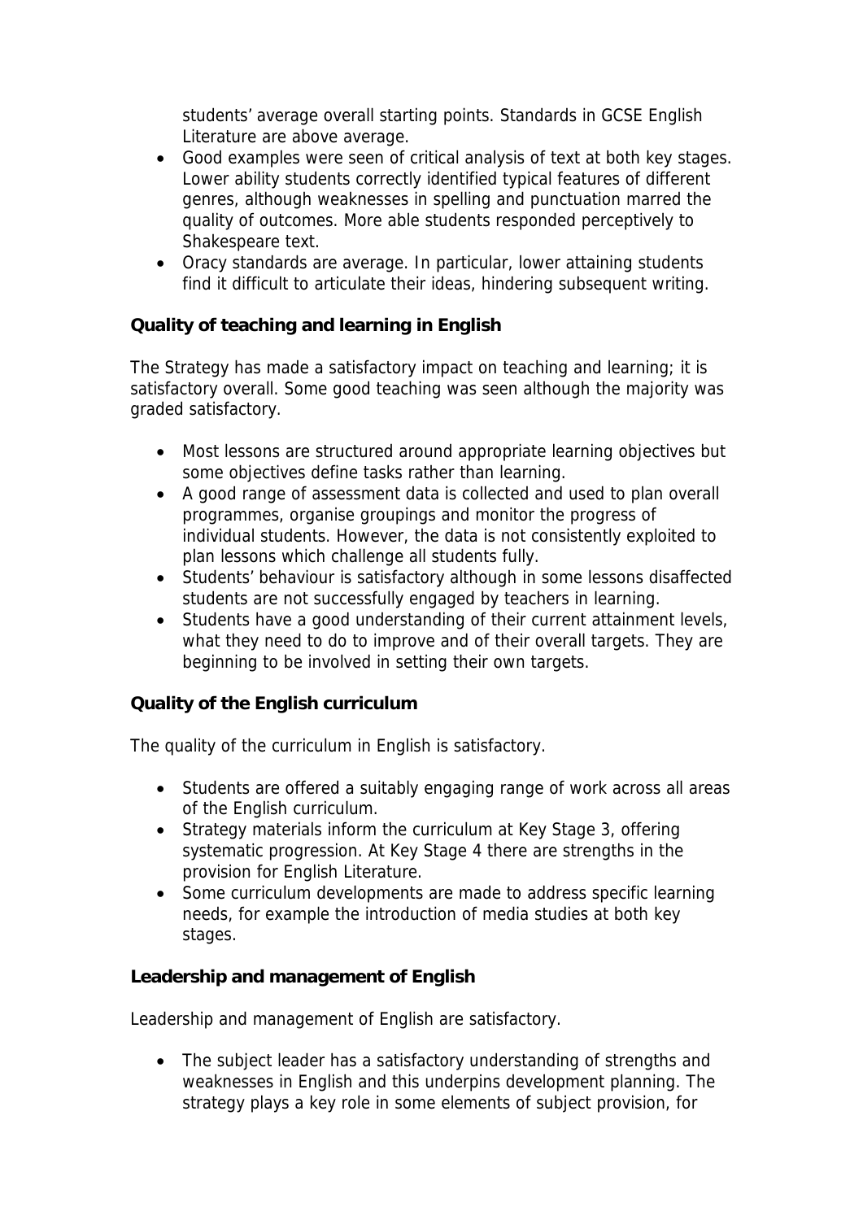students' average overall starting points. Standards in GCSE English Literature are above average.

- Good examples were seen of critical analysis of text at both key stages. Lower ability students correctly identified typical features of different genres, although weaknesses in spelling and punctuation marred the quality of outcomes. More able students responded perceptively to Shakespeare text.
- Oracy standards are average. In particular, lower attaining students find it difficult to articulate their ideas, hindering subsequent writing.

**Quality of teaching and learning in English**

The Strategy has made a satisfactory impact on teaching and learning; it is satisfactory overall. Some good teaching was seen although the majority was graded satisfactory.

- Most lessons are structured around appropriate learning objectives but some objectives define tasks rather than learning.
- A good range of assessment data is collected and used to plan overall programmes, organise groupings and monitor the progress of individual students. However, the data is not consistently exploited to plan lessons which challenge all students fully.
- Students' behaviour is satisfactory although in some lessons disaffected students are not successfully engaged by teachers in learning.
- Students have a good understanding of their current attainment levels, what they need to do to improve and of their overall targets. They are beginning to be involved in setting their own targets.

**Quality of the English curriculum**

The quality of the curriculum in English is satisfactory.

- Students are offered a suitably engaging range of work across all areas of the English curriculum.
- Strategy materials inform the curriculum at Key Stage 3, offering systematic progression. At Key Stage 4 there are strengths in the provision for English Literature.
- Some curriculum developments are made to address specific learning needs, for example the introduction of media studies at both key stages.

**Leadership and management of English**

Leadership and management of English are satisfactory.

- The subject leader has a satisfactory understanding of strengths and weaknesses in English and this underpins development planning. The strategy plays a key role in some elements of subject provision, for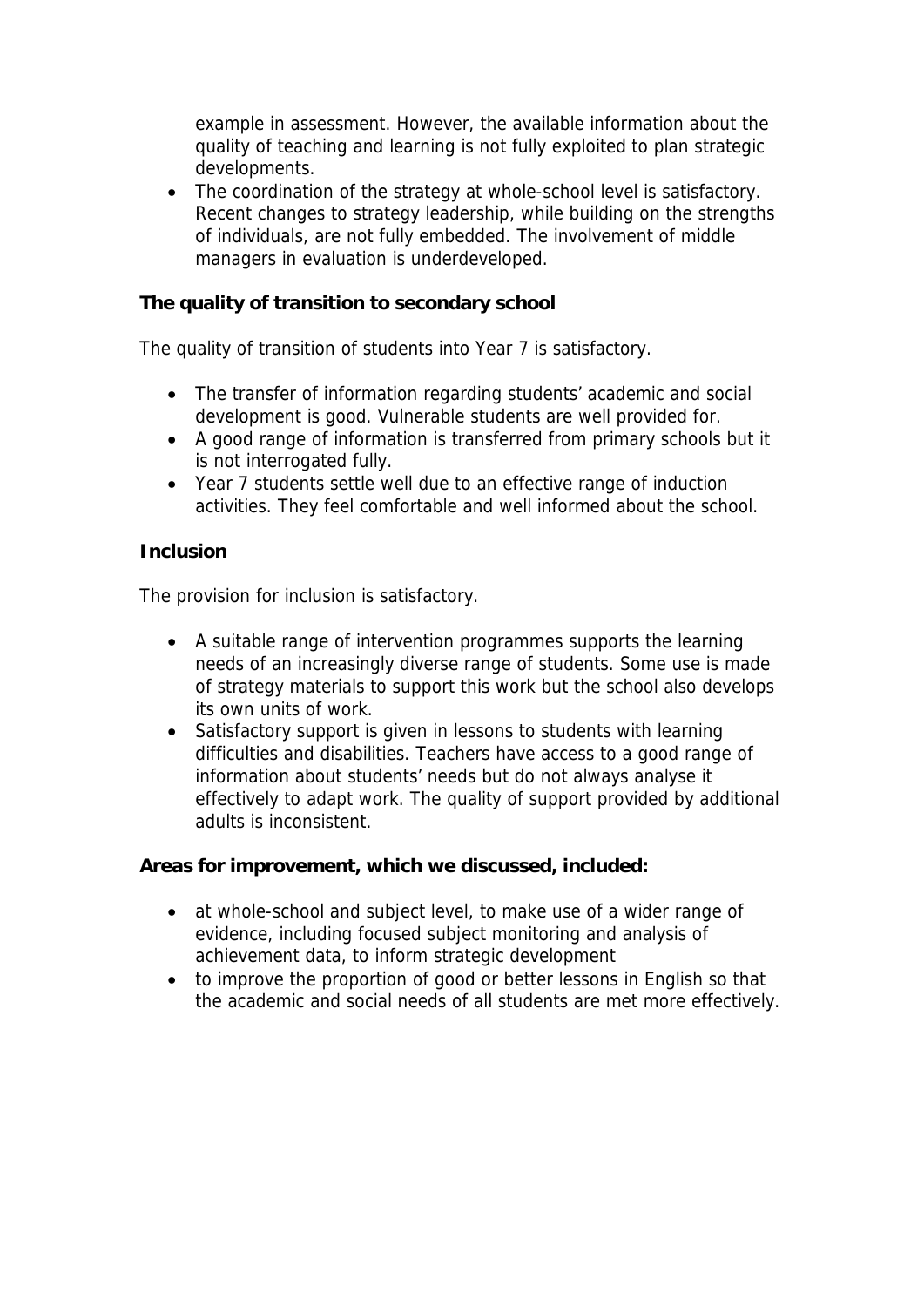example in assessment. However, the available information about the quality of teaching and learning is not fully exploited to plan strategic developments.

- The coordination of the strategy at whole-school level is satisfactory. Recent changes to strategy leadership, while building on the strengths of individuals, are not fully embedded. The involvement of middle managers in evaluation is underdeveloped.

**The quality of transition to secondary school**

The quality of transition of students into Year 7 is satisfactory.

- The transfer of information regarding students' academic and social development is good. Vulnerable students are well provided for.
- A good range of information is transferred from primary schools but it is not interrogated fully.
- Year 7 students settle well due to an effective range of induction activities. They feel comfortable and well informed about the school.

**Inclusion**

The provision for inclusion is satisfactory.

- A suitable range of intervention programmes supports the learning needs of an increasingly diverse range of students. Some use is made of strategy materials to support this work but the school also develops its own units of work.
- Satisfactory support is given in lessons to students with learning difficulties and disabilities. Teachers have access to a good range of information about students' needs but do not always analyse it effectively to adapt work. The quality of support provided by additional adults is inconsistent.

**Areas for improvement, which we discussed, included:**

- at whole-school and subject level, to make use of a wider range of evidence, including focused subject monitoring and analysis of achievement data, to inform strategic development
- to improve the proportion of good or better lessons in English so that the academic and social needs of all students are met more effectively.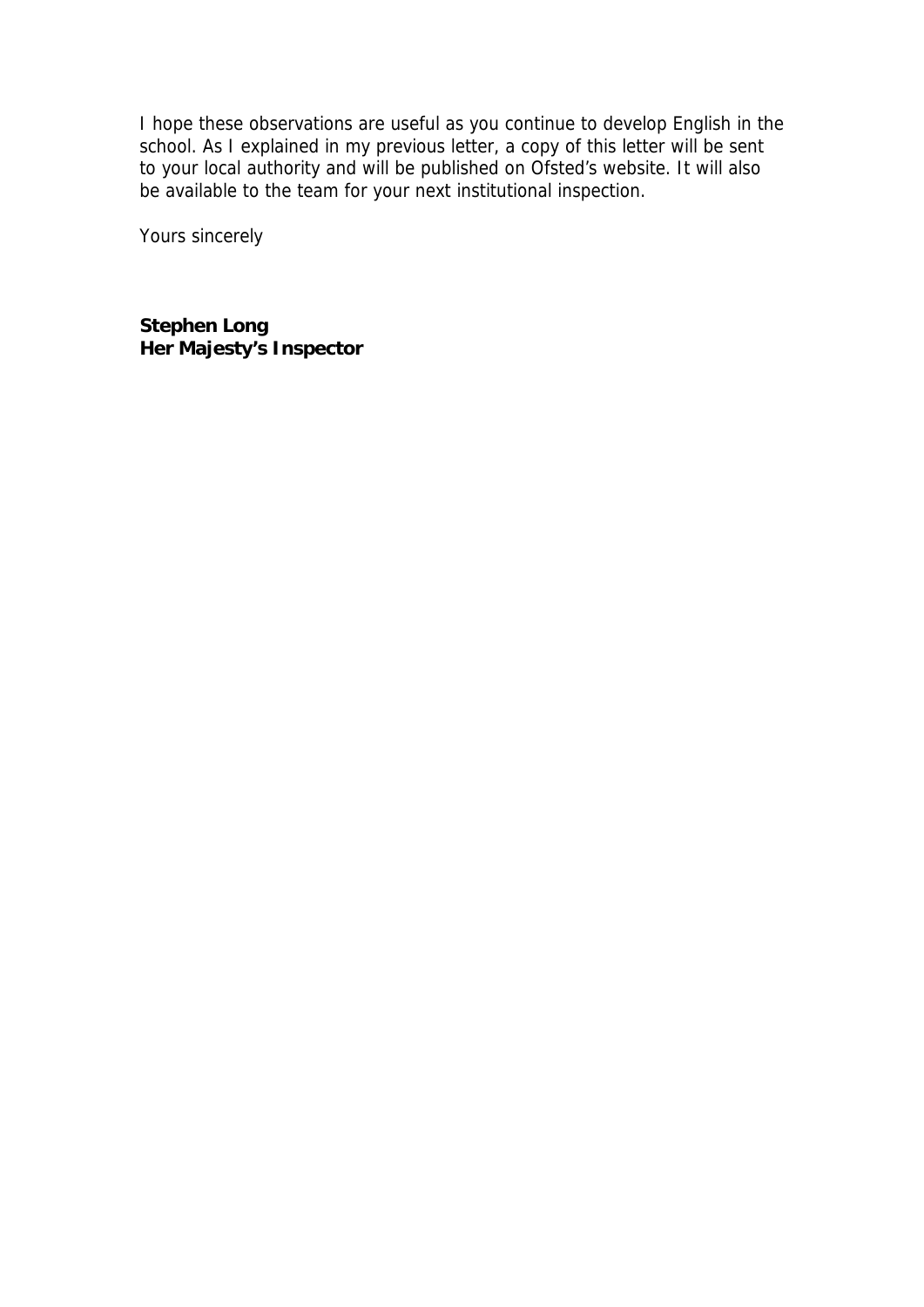I hope these observations are useful as you continue to develop English in the school. As I explained in my previous letter, a copy of this letter will be sent to your local authority and will be published on Ofsted's website. It will also be available to the team for your next institutional inspection.

Yours sincerely

**Stephen Long**
**Her Majesty's Inspector**